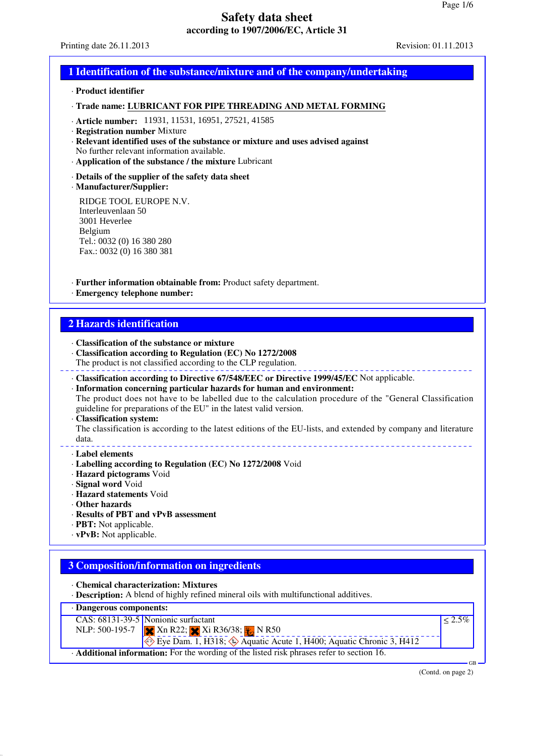# Safety data sheet

**according to 1907/2006/EC, Article 31**

Printing date 26.11.2013 Revision: 01.11.2013

## 1 Identification of the substance/mixture and of the company/undertaking

· **Product identifier**

· **Trade name: LUBRICANT FOR PIPE THREADING AND METAL FORMING**

· **Article number:** 11931, 11531, 16951, 27521, 41585
· **Registration number** Mixture
· **Relevant identified uses of the substance or mixture and uses advised against**
No further relevant information available.
· **Application of the substance / the mixture** Lubricant

· **Details of the supplier of the safety data sheet**
· **Manufacturer/Supplier:**

RIDGE TOOL EUROPE N.V.
Interleuvenlaan 50
3001 Heverlee
Belgium
Tel.: 0032 (0) 16 380 280
Fax.: 0032 (0) 16 380 381

· **Further information obtainable from:** Product safety department.
· **Emergency telephone number:**

## 2 Hazards identification

· **Classification of the substance or mixture**
· **Classification according to Regulation (EC) No 1272/2008**
The product is not classified according to the CLP regulation.

· **Classification according to Directive 67/548/EEC or Directive 1999/45/EC** Not applicable.
· **Information concerning particular hazards for human and environment:**
The product does not have to be labelled due to the calculation procedure of the "General Classification guideline for preparations of the EU" in the latest valid version.
· **Classification system:**
The classification is according to the latest editions of the EU-lists, and extended by company and literature data.

· **Label elements**
· **Labelling according to Regulation (EC) No 1272/2008** Void
· **Hazard pictograms** Void
· **Signal word** Void
· **Hazard statements** Void
· **Other hazards**
· **Results of PBT and vPvB assessment**
· **PBT:** Not applicable.
· **vPvB:** Not applicable.

## 3 Composition/information on ingredients

· **Chemical characterization: Mixtures**
· **Description:** A blend of highly refined mineral oils with multifunctional additives.

· **Dangerous components:**

| | | |
|---|---|---|
| CAS: 68131-39-5<br>NLP: 500-195-7 | Nonionic surfactant<br>Xn R22; Xi R36/38; N R50<br>Eye Dam. 1, H318; Aquatic Acute 1, H400; Aquatic Chronic 3, H412 | ≤ 2.5% |

· **Additional information:** For the wording of the listed risk phrases refer to section 16.

(Contd. on page 2)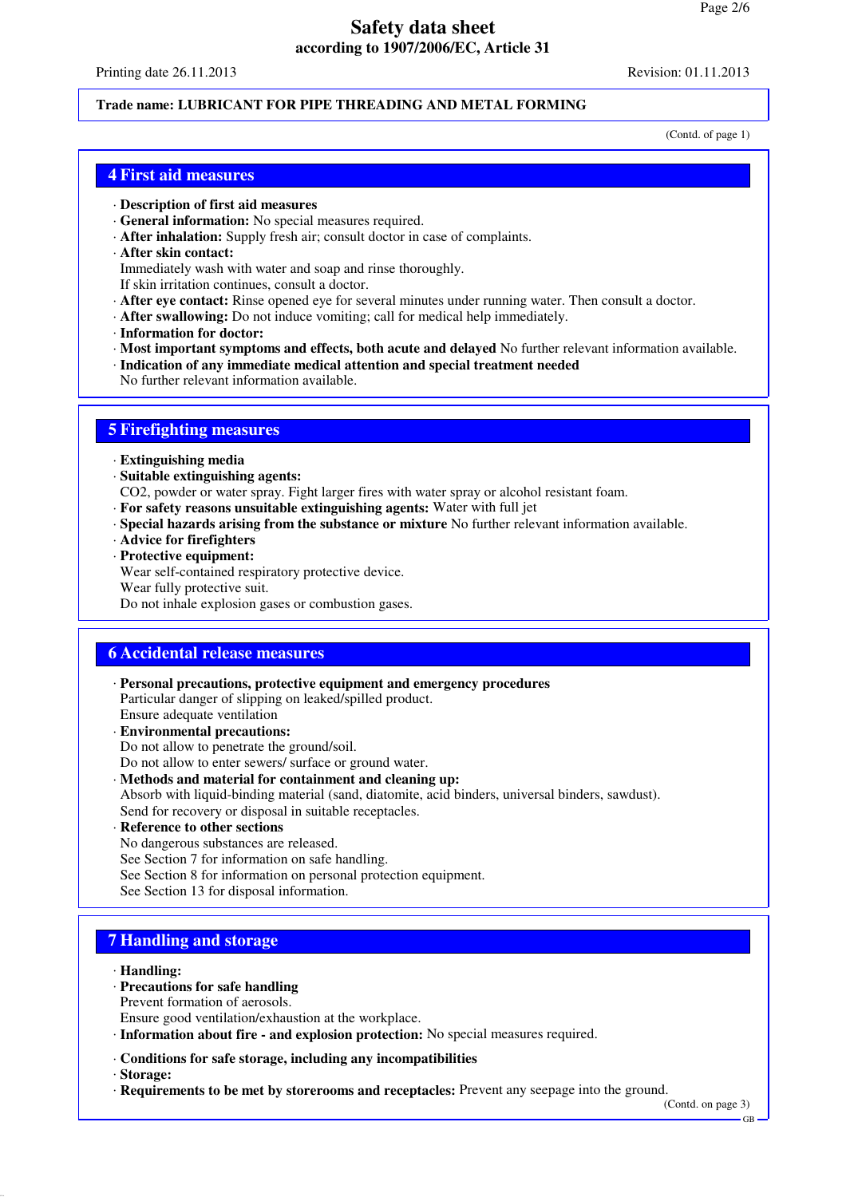**Trade name: LUBRICANT FOR PIPE THREADING AND METAL FORMING**

(Contd. of page 1)

## 4 First aid measures

- **Description of first aid measures**
- **General information:** No special measures required.
- **After inhalation:** Supply fresh air; consult doctor in case of complaints.
- **After skin contact:**
  Immediately wash with water and soap and rinse thoroughly.
  If skin irritation continues, consult a doctor.
- **After eye contact:** Rinse opened eye for several minutes under running water. Then consult a doctor.
- **After swallowing:** Do not induce vomiting; call for medical help immediately.
- **Information for doctor:**
- **Most important symptoms and effects, both acute and delayed** No further relevant information available.
- **Indication of any immediate medical attention and special treatment needed**
  No further relevant information available.

## 5 Firefighting measures

- **Extinguishing media**
- **Suitable extinguishing agents:**
  $CO_2$, powder or water spray. Fight larger fires with water spray or alcohol resistant foam.
- **For safety reasons unsuitable extinguishing agents:** Water with full jet
- **Special hazards arising from the substance or mixture** No further relevant information available.
- **Advice for firefighters**
- **Protective equipment:**
  Wear self-contained respiratory protective device.
  Wear fully protective suit.
  Do not inhale explosion gases or combustion gases.

## 6 Accidental release measures

- **Personal precautions, protective equipment and emergency procedures**
  Particular danger of slipping on leaked/spilled product.
  Ensure adequate ventilation
- **Environmental precautions:**
  Do not allow to penetrate the ground/soil.
  Do not allow to enter sewers/ surface or ground water.
- **Methods and material for containment and cleaning up:**
  Absorb with liquid-binding material (sand, diatomite, acid binders, universal binders, sawdust).
  Send for recovery or disposal in suitable receptacles.
- **Reference to other sections**
  No dangerous substances are released.
  See Section 7 for information on safe handling.
  See Section 8 for information on personal protection equipment.
  See Section 13 for disposal information.

## 7 Handling and storage

- **Handling:**
- **Precautions for safe handling**
  Prevent formation of aerosols.
  Ensure good ventilation/exhaustion at the workplace.
- **Information about fire - and explosion protection:** No special measures required.

- **Conditions for safe storage, including any incompatibilities**
- **Storage:**
- **Requirements to be met by storerooms and receptacles:** Prevent any seepage into the ground.

(Contd. on page 3)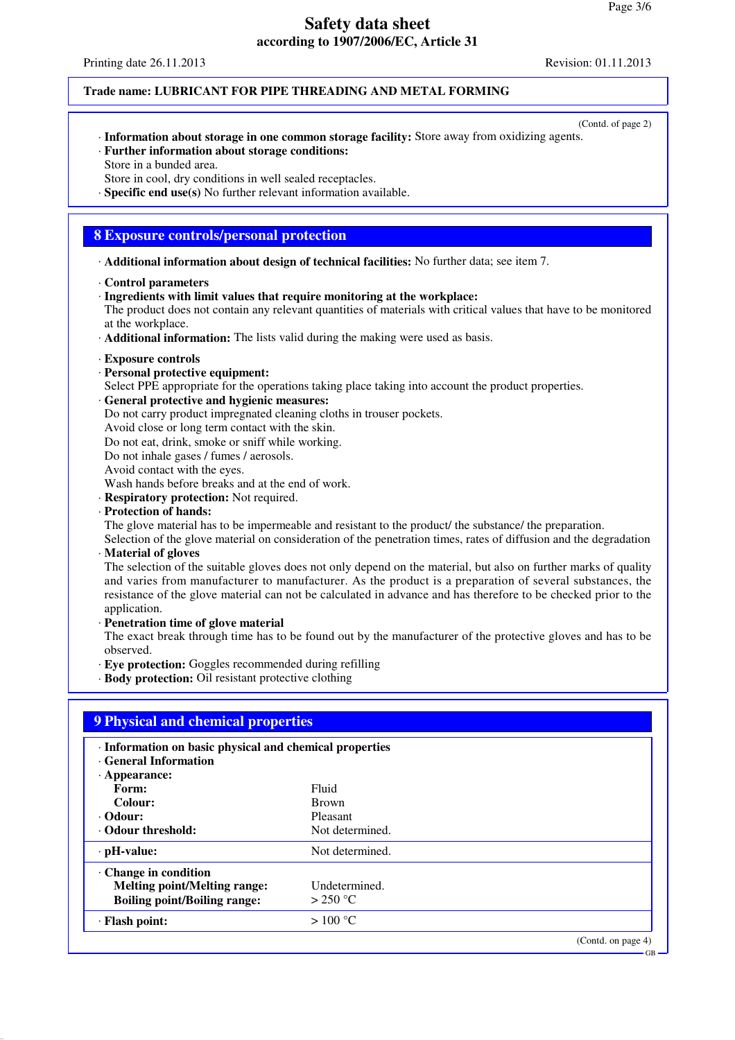Trade name: LUBRICANT FOR PIPE THREADING AND METAL FORMING

(Contd. of page 2)

· **Information about storage in one common storage facility:** Store away from oxidizing agents.
· **Further information about storage conditions:**
Store in a bunded area.
Store in cool, dry conditions in well sealed receptacles.
· **Specific end use(s)** No further relevant information available.

## 8 Exposure controls/personal protection

· **Additional information about design of technical facilities:** No further data; see item 7.

· **Control parameters**
· **Ingredients with limit values that require monitoring at the workplace:**
The product does not contain any relevant quantities of materials with critical values that have to be monitored at the workplace.
· **Additional information:** The lists valid during the making were used as basis.

· **Exposure controls**
· **Personal protective equipment:**
Select PPE appropriate for the operations taking place taking into account the product properties.
· **General protective and hygienic measures:**
Do not carry product impregnated cleaning cloths in trouser pockets.
Avoid close or long term contact with the skin.
Do not eat, drink, smoke or sniff while working.
Do not inhale gases / fumes / aerosols.
Avoid contact with the eyes.
Wash hands before breaks and at the end of work.
· **Respiratory protection:** Not required.
· **Protection of hands:**
The glove material has to be impermeable and resistant to the product/ the substance/ the preparation.
Selection of the glove material on consideration of the penetration times, rates of diffusion and the degradation
· **Material of gloves**
The selection of the suitable gloves does not only depend on the material, but also on further marks of quality and varies from manufacturer to manufacturer. As the product is a preparation of several substances, the resistance of the glove material can not be calculated in advance and has therefore to be checked prior to the application.
· **Penetration time of glove material**
The exact break through time has to be found out by the manufacturer of the protective gloves and has to be observed.
· **Eye protection:** Goggles recommended during refilling
· **Body protection:** Oil resistant protective clothing

## 9 Physical and chemical properties

| | |
|---|---|
| · **Information on basic physical and chemical properties** | |
| · **General Information** | |
| · **Appearance:** | |
| **Form:** | Fluid |
| **Colour:** | Brown |
| · **Odour:** | Pleasant |
| · **Odour threshold:** | Not determined. |
| · **pH-value:** | Not determined. |
| · **Change in condition** | |
| **Melting point/Melting range:** | Undetermined. |
| **Boiling point/Boiling range:** | > 250 °C |
| · **Flash point:** | > 100 °C |

(Contd. on page 4)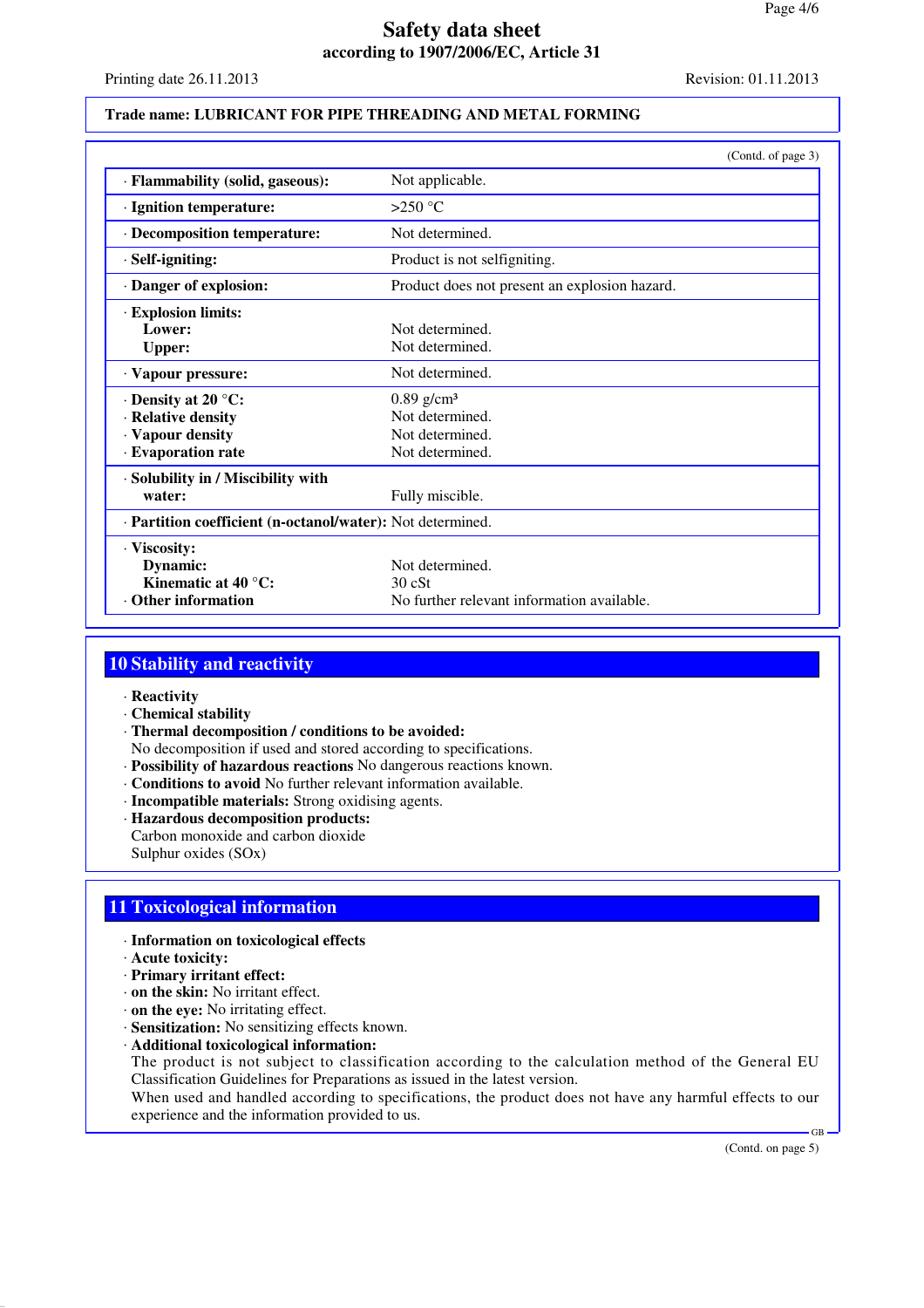**Trade name: LUBRICANT FOR PIPE THREADING AND METAL FORMING**

(Contd. of page 3)

| Property | Value |
|---|---|
| · **Flammability (solid, gaseous):** | Not applicable. |
| · **Ignition temperature:** | >250 °C |
| · **Decomposition temperature:** | Not determined. |
| · **Self-igniting:** | Product is not selfigniting. |
| · **Danger of explosion:** | Product does not present an explosion hazard. |
| · **Explosion limits:** | |
| **Lower:** | Not determined. |
| **Upper:** | Not determined. |
| · **Vapour pressure:** | Not determined. |
| · **Density at 20 °C:** | 0.89 g/cm³ |
| · **Relative density** | Not determined. |
| · **Vapour density** | Not determined. |
| · **Evaporation rate** | Not determined. |
| · **Solubility in / Miscibility with water:** | Fully miscible. |
| · **Partition coefficient (n-octanol/water):** | Not determined. |
| · **Viscosity:** | |
| **Dynamic:** | Not determined. |
| **Kinematic at 40 °C:** | 30 cSt |
| · **Other information** | No further relevant information available. |

## 10 Stability and reactivity

· **Reactivity**
· **Chemical stability**
· **Thermal decomposition / conditions to be avoided:**
No decomposition if used and stored according to specifications.
· **Possibility of hazardous reactions** No dangerous reactions known.
· **Conditions to avoid** No further relevant information available.
· **Incompatible materials:** Strong oxidising agents.
· **Hazardous decomposition products:**
Carbon monoxide and carbon dioxide
Sulphur oxides (SOx)

## 11 Toxicological information

· **Information on toxicological effects**
· **Acute toxicity:**
· **Primary irritant effect:**
· **on the skin:** No irritant effect.
· **on the eye:** No irritating effect.
· **Sensitization:** No sensitizing effects known.
· **Additional toxicological information:**
The product is not subject to classification according to the calculation method of the General EU Classification Guidelines for Preparations as issued in the latest version.
When used and handled according to specifications, the product does not have any harmful effects to our experience and the information provided to us.

(Contd. on page 5)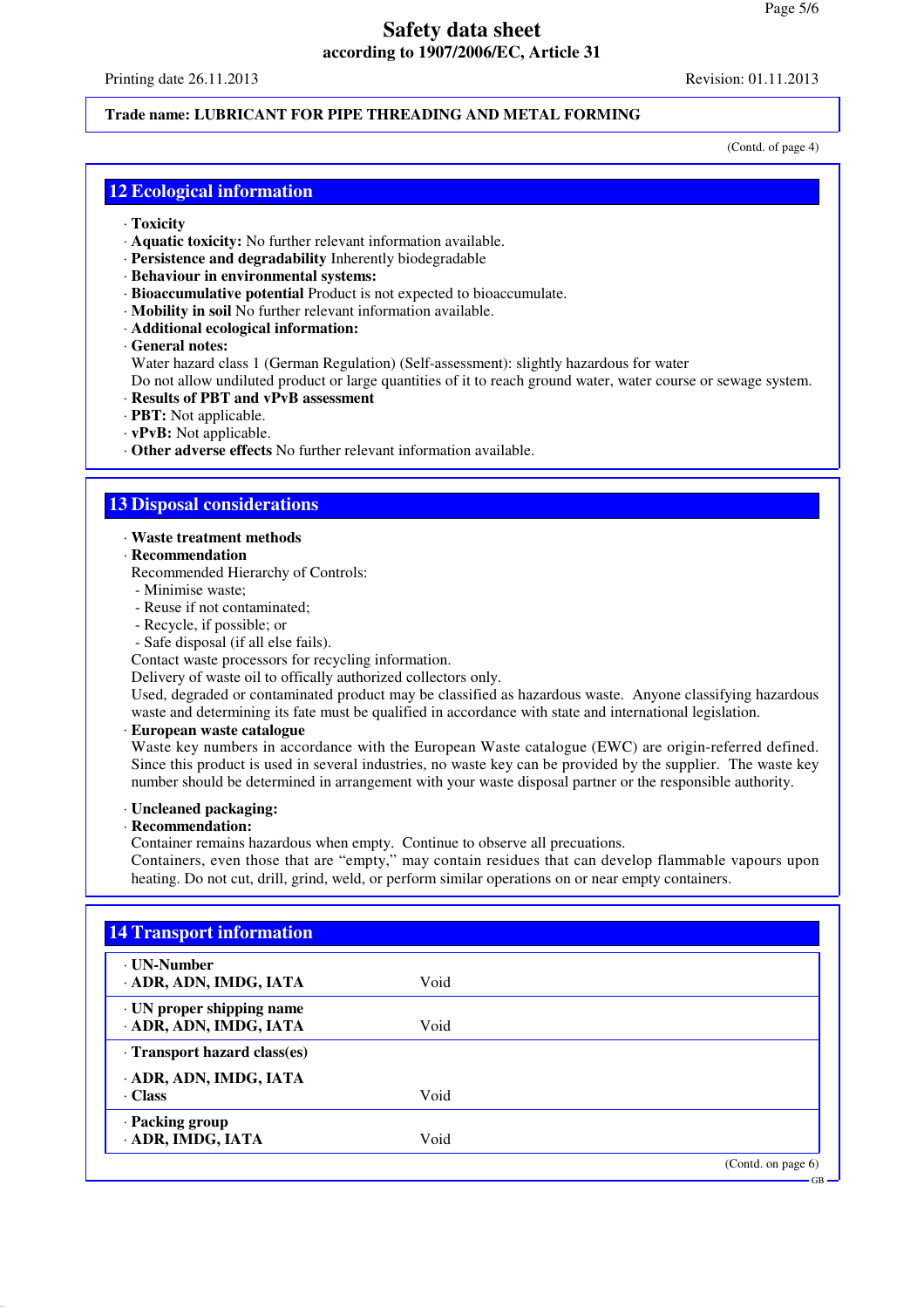Trade name: LUBRICANT FOR PIPE THREADING AND METAL FORMING

(Contd. of page 4)

## 12 Ecological information

- **Toxicity**
- **Aquatic toxicity:** No further relevant information available.
- **Persistence and degradability** Inherently biodegradable
- **Behaviour in environmental systems:**
- **Bioaccumulative potential** Product is not expected to bioaccumulate.
- **Mobility in soil** No further relevant information available.
- **Additional ecological information:**
- **General notes:**

  Water hazard class 1 (German Regulation) (Self-assessment): slightly hazardous for water

  Do not allow undiluted product or large quantities of it to reach ground water, water course or sewage system.
- **Results of PBT and vPvB assessment**
- **PBT:** Not applicable.
- **vPvB:** Not applicable.
- **Other adverse effects** No further relevant information available.

## 13 Disposal considerations

- **Waste treatment methods**
- **Recommendation**

  Recommended Hierarchy of Controls:
  - Minimise waste;
  - Reuse if not contaminated;
  - Recycle, if possible; or
  - Safe disposal (if all else fails).

  Contact waste processors for recycling information.

  Delivery of waste oil to offically authorized collectors only.

  Used, degraded or contaminated product may be classified as hazardous waste. Anyone classifying hazardous waste and determining its fate must be qualified in accordance with state and international legislation.
- **European waste catalogue**

  Waste key numbers in accordance with the European Waste catalogue (EWC) are origin-referred defined. Since this product is used in several industries, no waste key can be provided by the supplier. The waste key number should be determined in arrangement with your waste disposal partner or the responsible authority.

- **Uncleaned packaging:**
- **Recommendation:**

  Container remains hazardous when empty. Continue to observe all precautions.

  Containers, even those that are "empty," may contain residues that can develop flammable vapours upon heating. Do not cut, drill, grind, weld, or perform similar operations on or near empty containers.

## 14 Transport information

| | |
|---|---|
| **· UN-Number** | |
| **· ADR, ADN, IMDG, IATA** | Void |
| **· UN proper shipping name** | |
| **· ADR, ADN, IMDG, IATA** | Void |
| **· Transport hazard class(es)** | |
| **· ADR, ADN, IMDG, IATA** | |
| **· Class** | Void |
| **· Packing group** | |
| **· ADR, IMDG, IATA** | Void |

(Contd. on page 6)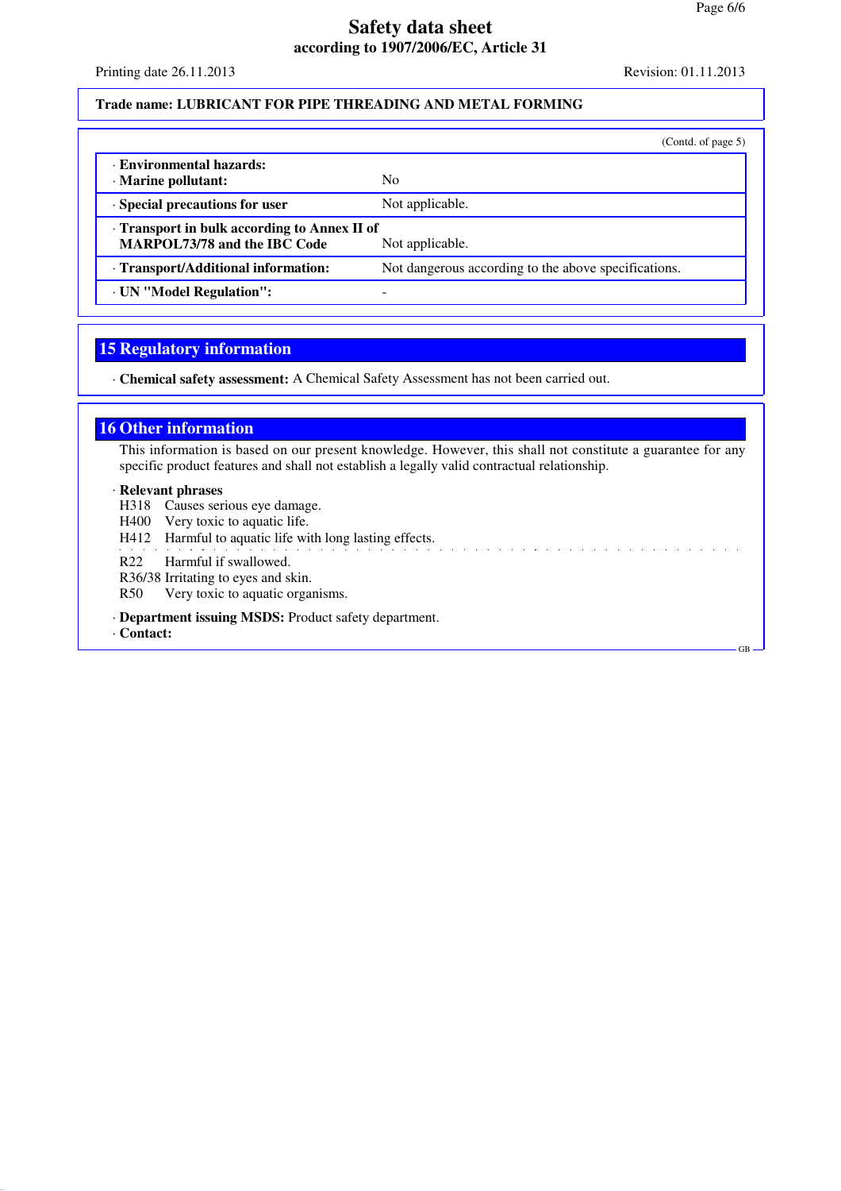Trade name: LUBRICANT FOR PIPE THREADING AND METAL FORMING

(Contd. of page 5)

| | |
|---|---|
| · **Environmental hazards:**<br>· **Marine pollutant:** | No |
| · **Special precautions for user** | Not applicable. |
| · **Transport in bulk according to Annex II of MARPOL73/78 and the IBC Code** | Not applicable. |
| · **Transport/Additional information:** | Not dangerous according to the above specifications. |
| · **UN "Model Regulation":** | - |

## 15 Regulatory information

· **Chemical safety assessment:** A Chemical Safety Assessment has not been carried out.

## 16 Other information

This information is based on our present knowledge. However, this shall not constitute a guarantee for any specific product features and shall not establish a legally valid contractual relationship.

· **Relevant phrases**

H318 Causes serious eye damage.
H400 Very toxic to aquatic life.
H412 Harmful to aquatic life with long lasting effects.

R22 Harmful if swallowed.
R36/38 Irritating to eyes and skin.
R50 Very toxic to aquatic organisms.

· **Department issuing MSDS:** Product safety department.
· **Contact:**

GB